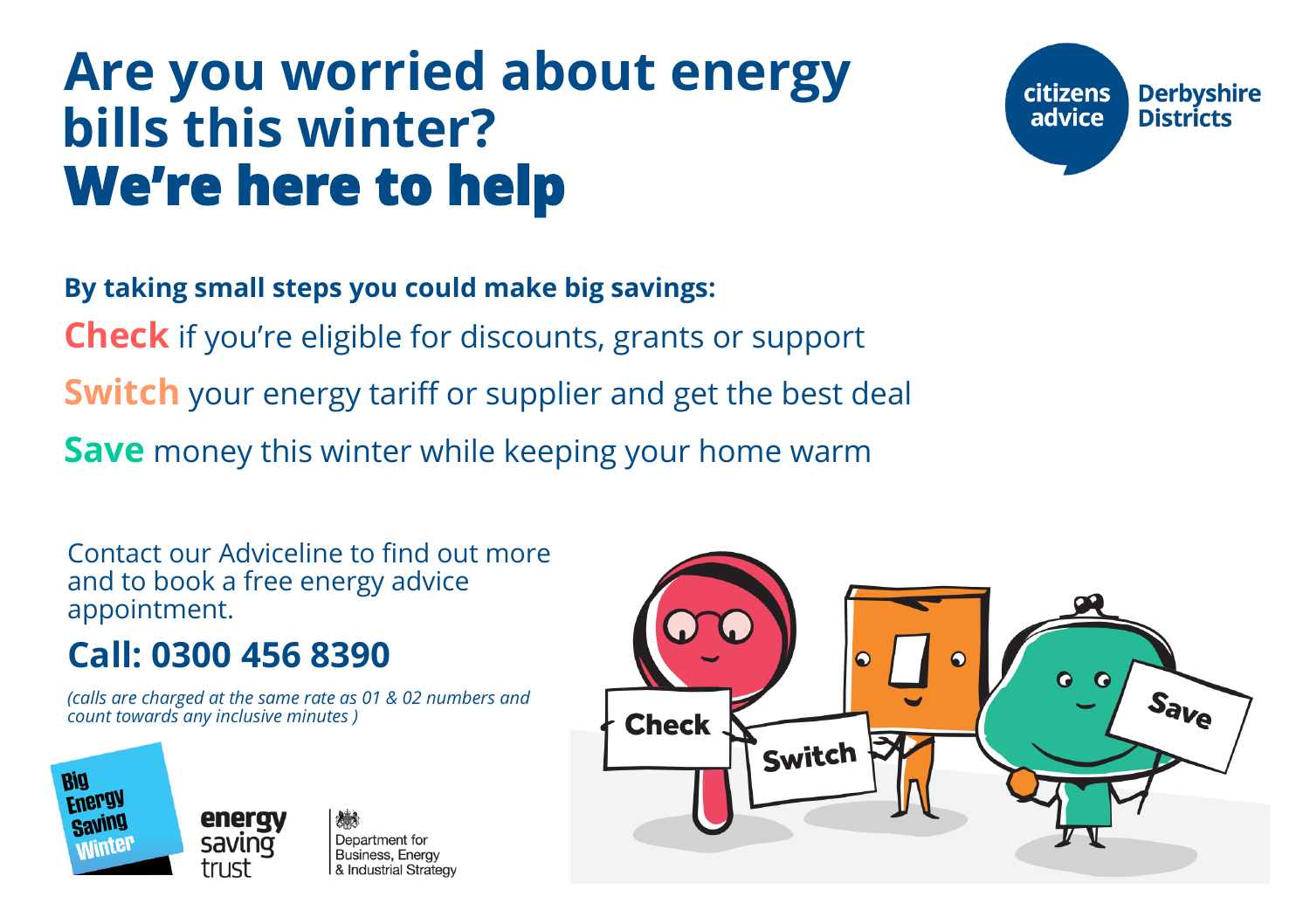# Are you worried about energy bills this winter?
# We're here to help

citizens advice Derbyshire Districts

**By taking small steps you could make big savings:**

**Check** if you're eligible for discounts, grants or support

**Switch** your energy tariff or supplier and get the best deal

**Save** money this winter while keeping your home warm

Contact our Adviceline to find out more and to book a free energy advice appointment.

## Call: 0300 456 8390

*(calls are charged at the same rate as 01 & 02 numbers and count towards any inclusive minutes )*

Big Energy Saving Winter

energy saving trust

Department for Business, Energy & Industrial Strategy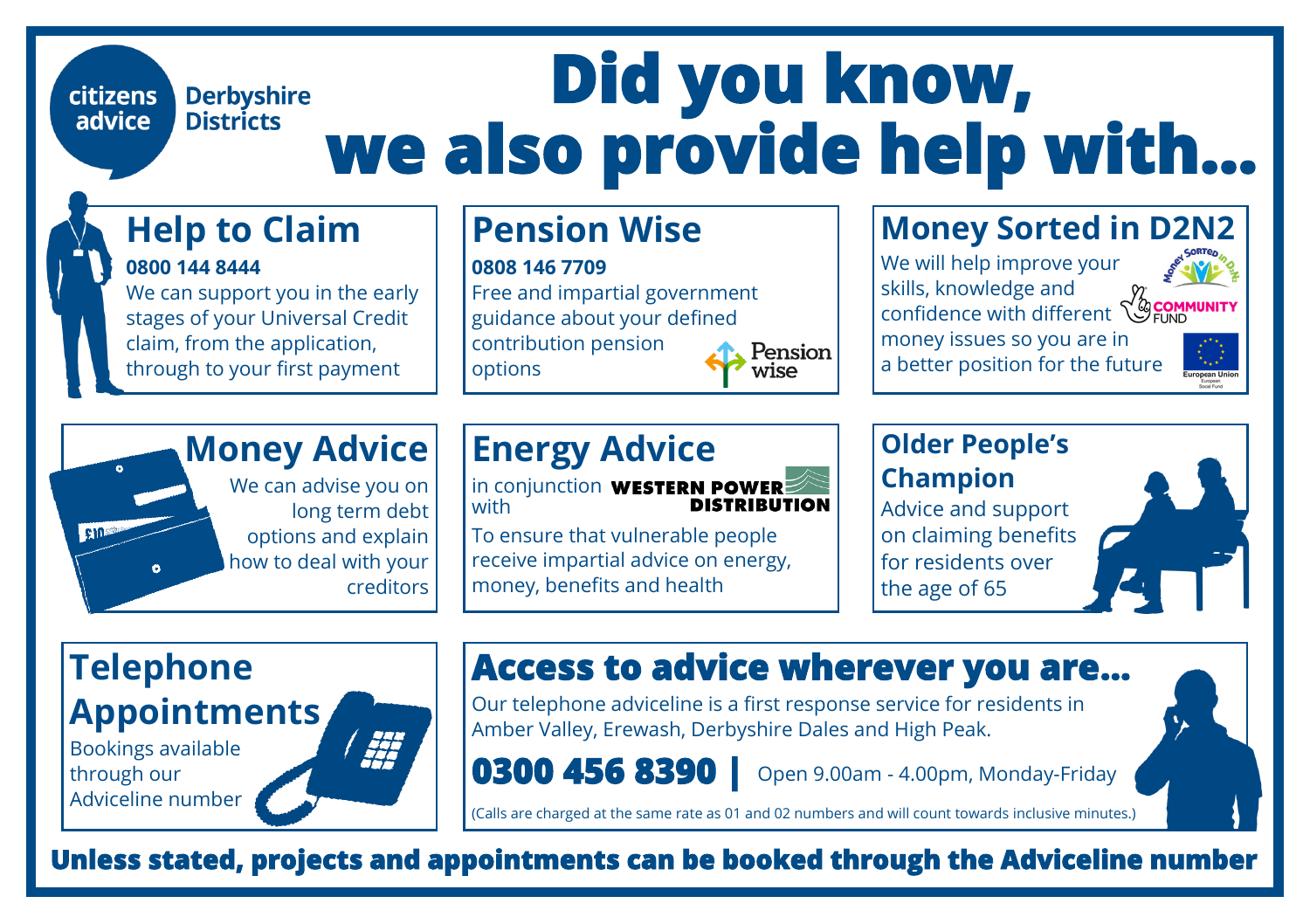citizens advice Derbyshire Districts

# Did you know, we also provide help with...

## Help to Claim

**0800 144 8444**

We can support you in the early stages of your Universal Credit claim, from the application, through to your first payment

## Pension Wise

**0808 146 7709**

Free and impartial government guidance about your defined contribution pension options

## Money Sorted in D2N2

We will help improve your skills, knowledge and confidence with different money issues so you are in a better position for the future

## Money Advice

We can advise you on long term debt options and explain how to deal with your creditors

## Energy Advice

in conjunction with WESTERN POWER DISTRIBUTION

To ensure that vulnerable people receive impartial advice on energy, money, benefits and health

## Older People's Champion

Advice and support on claiming benefits for residents over the age of 65

## Telephone Appointments

Bookings available through our Adviceline number

## Access to advice wherever you are...

Our telephone adviceline is a first response service for residents in Amber Valley, Erewash, Derbyshire Dales and High Peak.

**0300 456 8390** | Open 9.00am - 4.00pm, Monday-Friday

(Calls are charged at the same rate as 01 and 02 numbers and will count towards inclusive minutes.)

**Unless stated, projects and appointments can be booked through the Adviceline number**